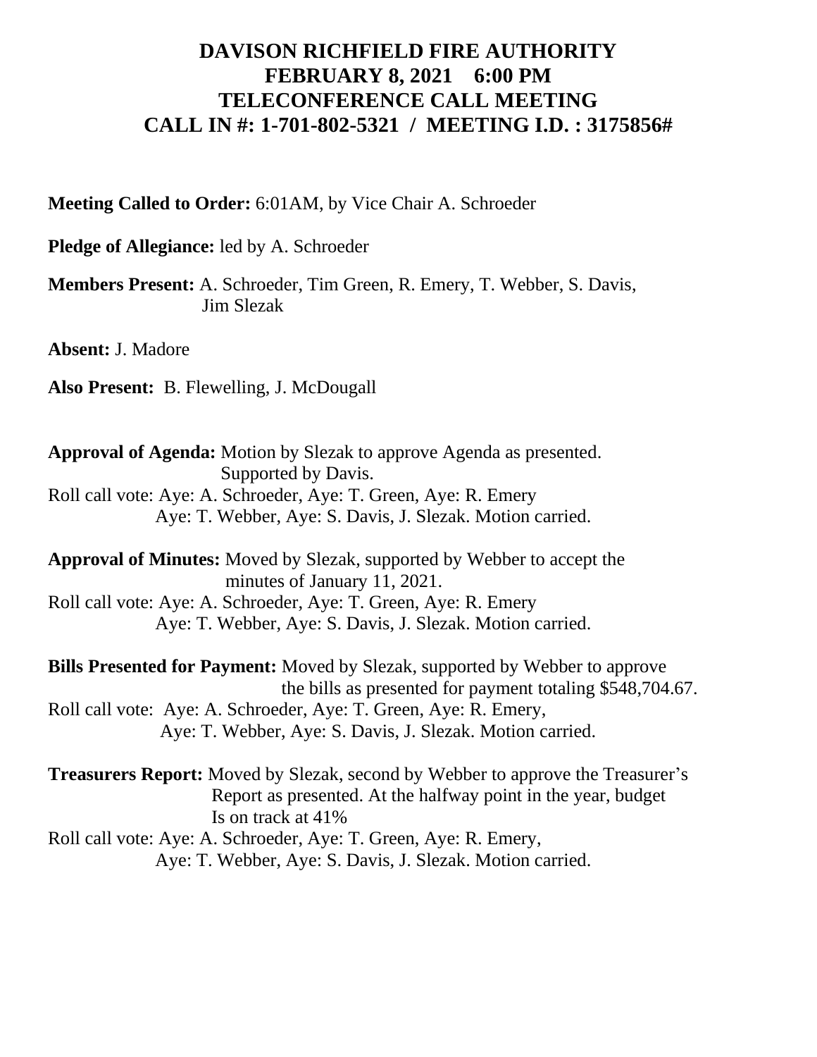# DAVISON RICHFIELD FIRE AUTHORITY
# FEBRUARY 8, 2021 6:00 PM
# TELECONFERENCE CALL MEETING
# CALL IN #: 1-701-802-5321 / MEETING I.D. : 3175856#

**Meeting Called to Order:** 6:01AM, by Vice Chair A. Schroeder

**Pledge of Allegiance:** led by A. Schroeder

**Members Present:** A. Schroeder, Tim Green, R. Emery, T. Webber, S. Davis, Jim Slezak

**Absent:** J. Madore

**Also Present:** B. Flewelling, J. McDougall

**Approval of Agenda:** Motion by Slezak to approve Agenda as presented. Supported by Davis.
Roll call vote: Aye: A. Schroeder, Aye: T. Green, Aye: R. Emery Aye: T. Webber, Aye: S. Davis, J. Slezak. Motion carried.

**Approval of Minutes:** Moved by Slezak, supported by Webber to accept the minutes of January 11, 2021.
Roll call vote: Aye: A. Schroeder, Aye: T. Green, Aye: R. Emery Aye: T. Webber, Aye: S. Davis, J. Slezak. Motion carried.

**Bills Presented for Payment:** Moved by Slezak, supported by Webber to approve the bills as presented for payment totaling $548,704.67.
Roll call vote: Aye: A. Schroeder, Aye: T. Green, Aye: R. Emery, Aye: T. Webber, Aye: S. Davis, J. Slezak. Motion carried.

**Treasurers Report:** Moved by Slezak, second by Webber to approve the Treasurer's Report as presented. At the halfway point in the year, budget Is on track at 41%
Roll call vote: Aye: A. Schroeder, Aye: T. Green, Aye: R. Emery, Aye: T. Webber, Aye: S. Davis, J. Slezak. Motion carried.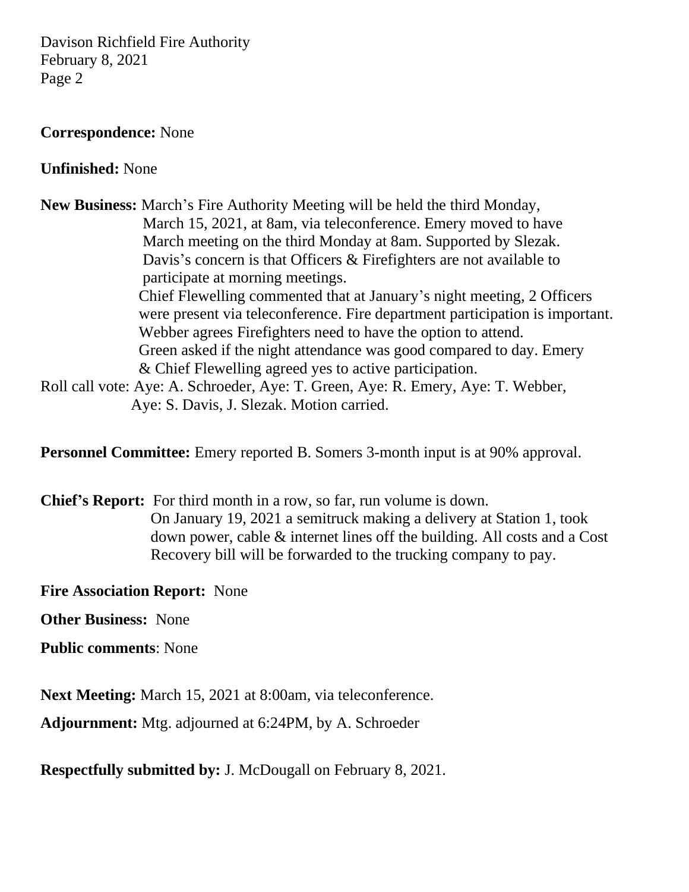**Correspondence:** None

**Unfinished:** None

**New Business:** March's Fire Authority Meeting will be held the third Monday, March 15, 2021, at 8am, via teleconference. Emery moved to have March meeting on the third Monday at 8am. Supported by Slezak. Davis's concern is that Officers & Firefighters are not available to participate at morning meetings.
Chief Flewelling commented that at January's night meeting, 2 Officers were present via teleconference. Fire department participation is important.
Webber agrees Firefighters need to have the option to attend.
Green asked if the night attendance was good compared to day. Emery & Chief Flewelling agreed yes to active participation.

Roll call vote: Aye: A. Schroeder, Aye: T. Green, Aye: R. Emery, Aye: T. Webber, Aye: S. Davis, J. Slezak. Motion carried.

**Personnel Committee:** Emery reported B. Somers 3-month input is at 90% approval.

**Chief's Report:** For third month in a row, so far, run volume is down.
On January 19, 2021 a semitruck making a delivery at Station 1, took down power, cable & internet lines off the building. All costs and a Cost Recovery bill will be forwarded to the trucking company to pay.

**Fire Association Report:** None

**Other Business:** None

**Public comments**: None

**Next Meeting:** March 15, 2021 at 8:00am, via teleconference.

**Adjournment:** Mtg. adjourned at 6:24PM, by A. Schroeder

**Respectfully submitted by:** J. McDougall on February 8, 2021.